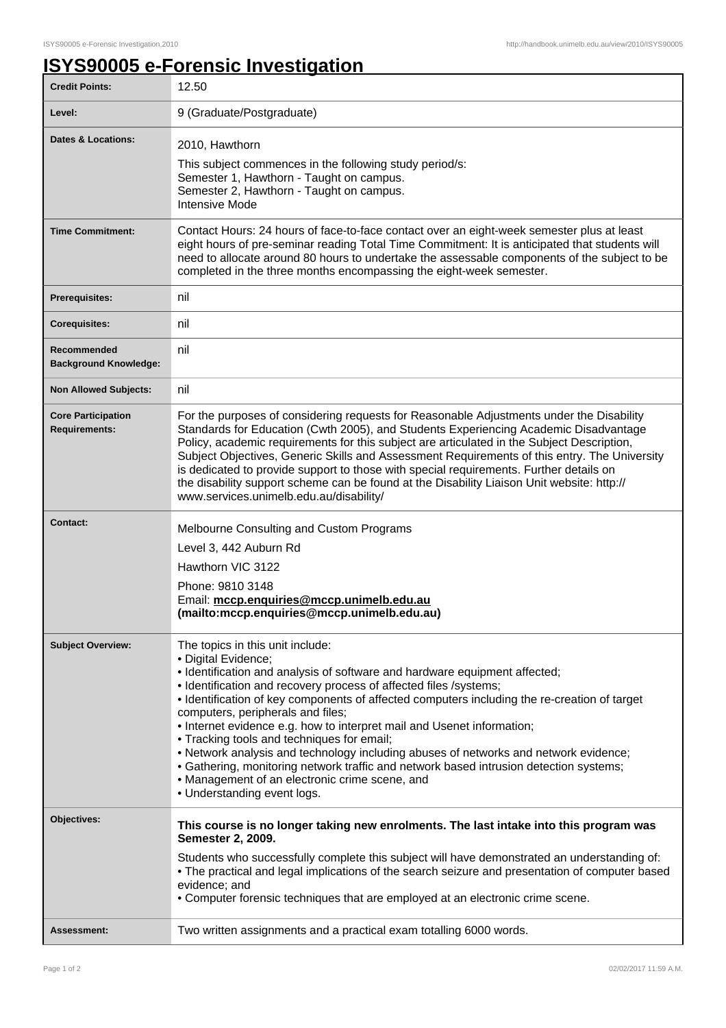# ISYS90005 e-Forensic Investigation

| | |
|---|---|
| **Credit Points:** | 12.50 |
| **Level:** | 9 (Graduate/Postgraduate) |
| **Dates & Locations:** | 2010, Hawthorn<br><br>This subject commences in the following study period/s:<br>Semester 1, Hawthorn - Taught on campus.<br>Semester 2, Hawthorn - Taught on campus.<br>Intensive Mode |
| **Time Commitment:** | Contact Hours: 24 hours of face-to-face contact over an eight-week semester plus at least eight hours of pre-seminar reading Total Time Commitment: It is anticipated that students will need to allocate around 80 hours to undertake the assessable components of the subject to be completed in the three months encompassing the eight-week semester. |
| **Prerequisites:** | nil |
| **Corequisites:** | nil |
| **Recommended Background Knowledge:** | nil |
| **Non Allowed Subjects:** | nil |
| **Core Participation Requirements:** | For the purposes of considering requests for Reasonable Adjustments under the Disability Standards for Education (Cwth 2005), and Students Experiencing Academic Disadvantage Policy, academic requirements for this subject are articulated in the Subject Description, Subject Objectives, Generic Skills and Assessment Requirements of this entry. The University is dedicated to provide support to those with special requirements. Further details on the disability support scheme can be found at the Disability Liaison Unit website: http://www.services.unimelb.edu.au/disability/ |
| **Contact:** | Melbourne Consulting and Custom Programs<br><br>Level 3, 442 Auburn Rd<br><br>Hawthorn VIC 3122<br><br>Phone: 9810 3148<br>Email: **mccp.enquiries@mccp.unimelb.edu.au (mailto:mccp.enquiries@mccp.unimelb.edu.au)** |
| **Subject Overview:** | The topics in this unit include:<br>• Digital Evidence;<br>• Identification and analysis of software and hardware equipment affected;<br>• Identification and recovery process of affected files /systems;<br>• Identification of key components of affected computers including the re-creation of target computers, peripherals and files;<br>• Internet evidence e.g. how to interpret mail and Usenet information;<br>• Tracking tools and techniques for email;<br>• Network analysis and technology including abuses of networks and network evidence;<br>• Gathering, monitoring network traffic and network based intrusion detection systems;<br>• Management of an electronic crime scene, and<br>• Understanding event logs. |
| **Objectives:** | **This course is no longer taking new enrolments. The last intake into this program was Semester 2, 2009.**<br><br>Students who successfully complete this subject will have demonstrated an understanding of:<br>• The practical and legal implications of the search seizure and presentation of computer based evidence; and<br>• Computer forensic techniques that are employed at an electronic crime scene. |
| **Assessment:** | Two written assignments and a practical exam totalling 6000 words. |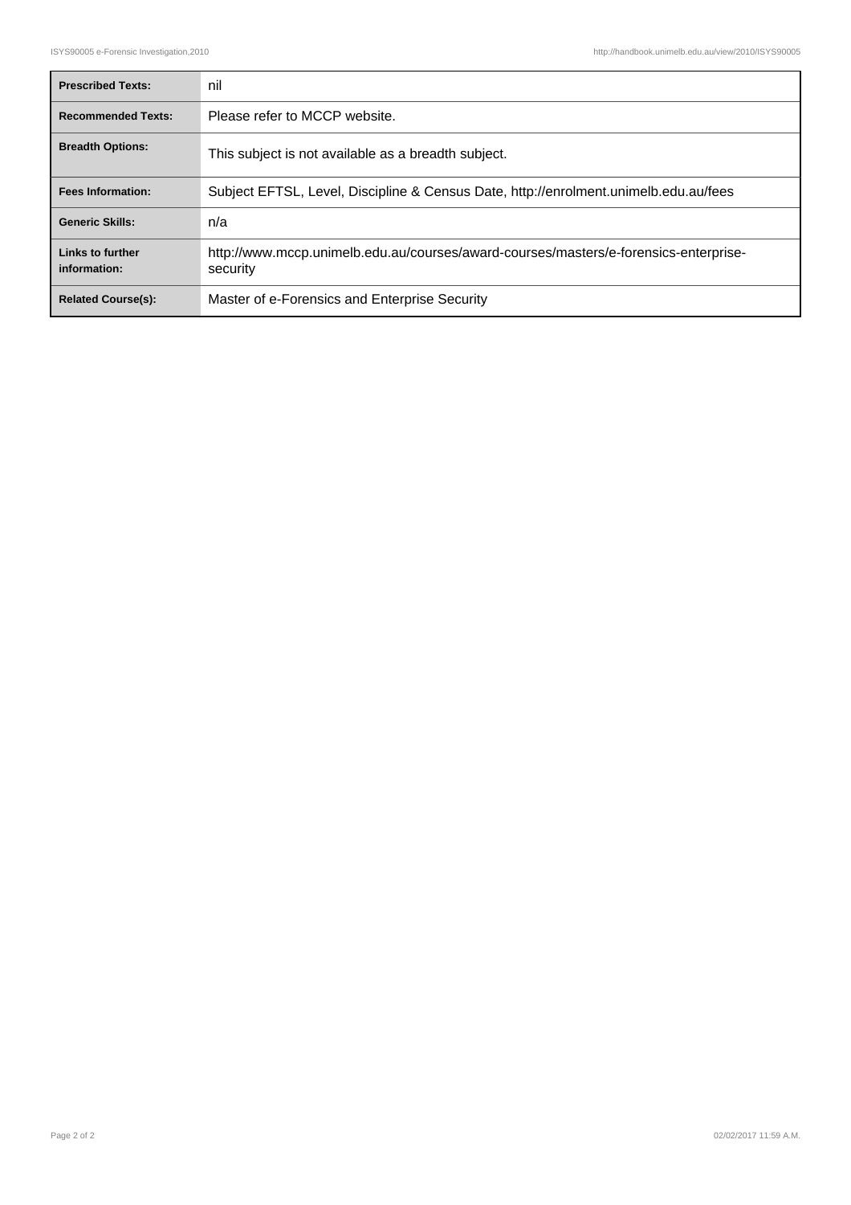| | |
|---|---|
| **Prescribed Texts:** | nil |
| **Recommended Texts:** | Please refer to MCCP website. |
| **Breadth Options:** | This subject is not available as a breadth subject. |
| **Fees Information:** | Subject EFTSL, Level, Discipline & Census Date, http://enrolment.unimelb.edu.au/fees |
| **Generic Skills:** | n/a |
| **Links to further information:** | http://www.mccp.unimelb.edu.au/courses/award-courses/masters/e-forensics-enterprise-security |
| **Related Course(s):** | Master of e-Forensics and Enterprise Security |